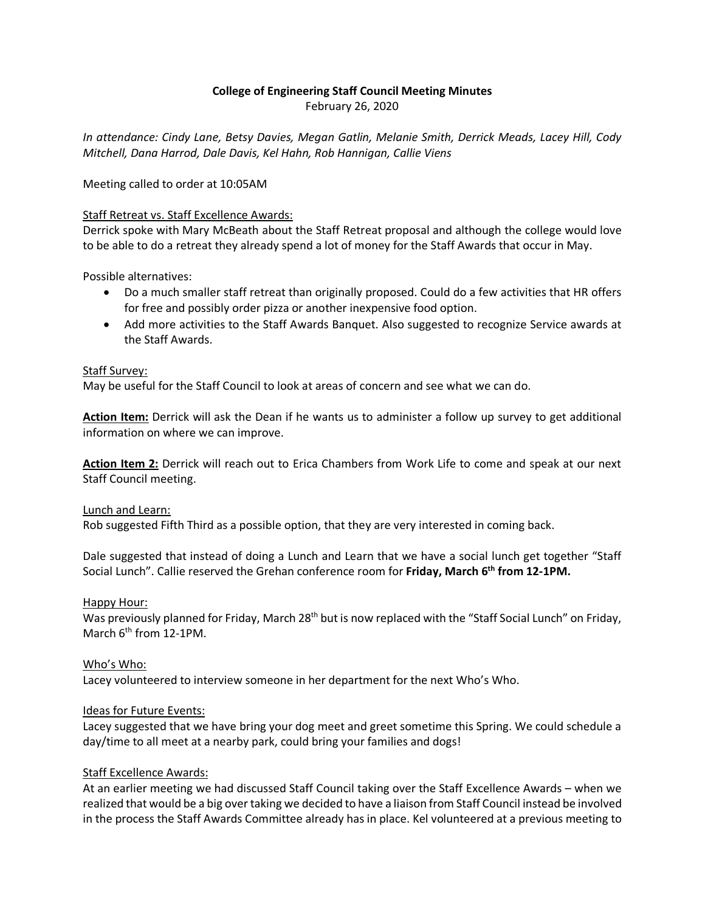**College of Engineering Staff Council Meeting Minutes**
February 26, 2020

*In attendance: Cindy Lane, Betsy Davies, Megan Gatlin, Melanie Smith, Derrick Meads, Lacey Hill, Cody Mitchell, Dana Harrod, Dale Davis, Kel Hahn, Rob Hannigan, Callie Viens*

Meeting called to order at 10:05AM

<u>Staff Retreat vs. Staff Excellence Awards:</u>
Derrick spoke with Mary McBeath about the Staff Retreat proposal and although the college would love to be able to do a retreat they already spend a lot of money for the Staff Awards that occur in May.

Possible alternatives:

- Do a much smaller staff retreat than originally proposed. Could do a few activities that HR offers for free and possibly order pizza or another inexpensive food option.
- Add more activities to the Staff Awards Banquet. Also suggested to recognize Service awards at the Staff Awards.

<u>Staff Survey:</u>
May be useful for the Staff Council to look at areas of concern and see what we can do.

**<u>Action Item:</u>** Derrick will ask the Dean if he wants us to administer a follow up survey to get additional information on where we can improve.

**<u>Action Item 2:</u>** Derrick will reach out to Erica Chambers from Work Life to come and speak at our next Staff Council meeting.

<u>Lunch and Learn:</u>
Rob suggested Fifth Third as a possible option, that they are very interested in coming back.

Dale suggested that instead of doing a Lunch and Learn that we have a social lunch get together "Staff Social Lunch". Callie reserved the Grehan conference room for **Friday, March 6th from 12-1PM.**

<u>Happy Hour:</u>
Was previously planned for Friday, March 28th but is now replaced with the "Staff Social Lunch" on Friday, March 6th from 12-1PM.

<u>Who's Who:</u>
Lacey volunteered to interview someone in her department for the next Who's Who.

<u>Ideas for Future Events:</u>
Lacey suggested that we have bring your dog meet and greet sometime this Spring. We could schedule a day/time to all meet at a nearby park, could bring your families and dogs!

<u>Staff Excellence Awards:</u>
At an earlier meeting we had discussed Staff Council taking over the Staff Excellence Awards – when we realized that would be a big over taking we decided to have a liaison from Staff Council instead be involved in the process the Staff Awards Committee already has in place. Kel volunteered at a previous meeting to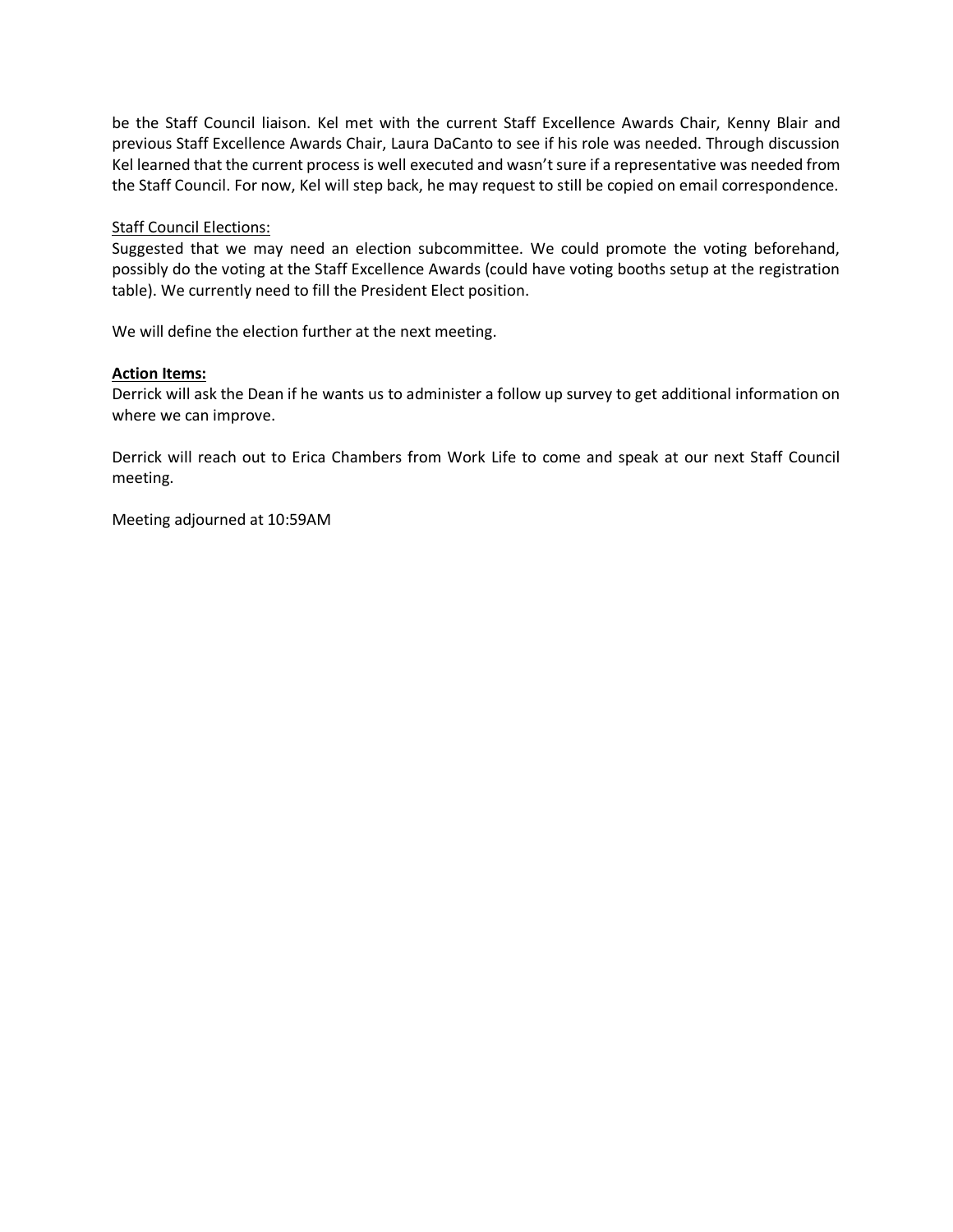be the Staff Council liaison. Kel met with the current Staff Excellence Awards Chair, Kenny Blair and previous Staff Excellence Awards Chair, Laura DaCanto to see if his role was needed. Through discussion Kel learned that the current process is well executed and wasn't sure if a representative was needed from the Staff Council. For now, Kel will step back, he may request to still be copied on email correspondence.

<u>Staff Council Elections:</u>
Suggested that we may need an election subcommittee. We could promote the voting beforehand, possibly do the voting at the Staff Excellence Awards (could have voting booths setup at the registration table). We currently need to fill the President Elect position.

We will define the election further at the next meeting.

**<u>Action Items:</u>**
Derrick will ask the Dean if he wants us to administer a follow up survey to get additional information on where we can improve.

Derrick will reach out to Erica Chambers from Work Life to come and speak at our next Staff Council meeting.

Meeting adjourned at 10:59AM